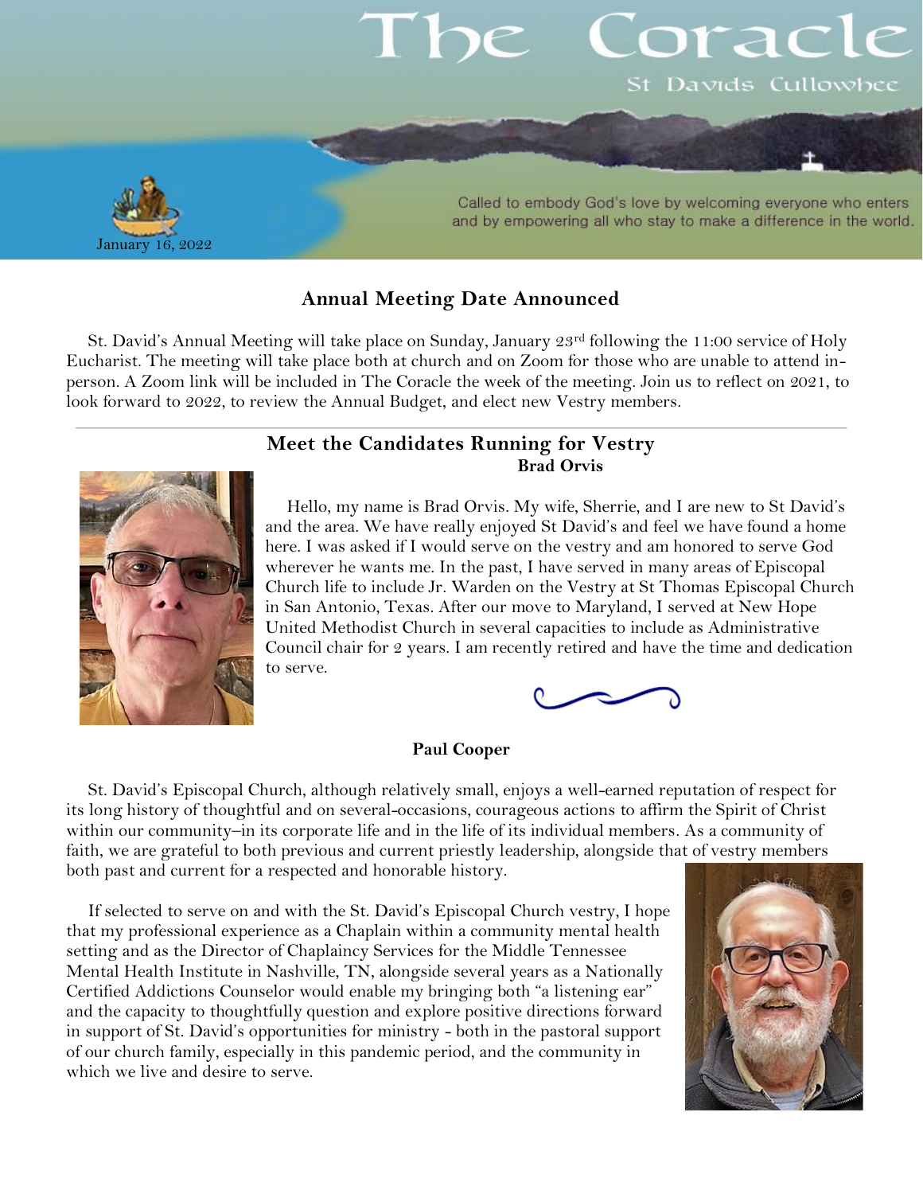# The Coracle

St Davids Cullowhee

Called to embody God's love by welcoming everyone who enters and by empowering all who stay to make a difference in the world.

January 16, 2022

## Annual Meeting Date Announced

St. David's Annual Meeting will take place on Sunday, January 23rd following the 11:00 service of Holy Eucharist. The meeting will take place both at church and on Zoom for those who are unable to attend in-person. A Zoom link will be included in The Coracle the week of the meeting. Join us to reflect on 2021, to look forward to 2022, to review the Annual Budget, and elect new Vestry members.

---

## Meet the Candidates Running for Vestry

### Brad Orvis

Hello, my name is Brad Orvis. My wife, Sherrie, and I are new to St David's and the area. We have really enjoyed St David's and feel we have found a home here. I was asked if I would serve on the vestry and am honored to serve God wherever he wants me. In the past, I have served in many areas of Episcopal Church life to include Jr. Warden on the Vestry at St Thomas Episcopal Church in San Antonio, Texas. After our move to Maryland, I served at New Hope United Methodist Church in several capacities to include as Administrative Council chair for 2 years. I am recently retired and have the time and dedication to serve.

### Paul Cooper

St. David's Episcopal Church, although relatively small, enjoys a well-earned reputation of respect for its long history of thoughtful and on several-occasions, courageous actions to affirm the Spirit of Christ within our community–in its corporate life and in the life of its individual members. As a community of faith, we are grateful to both previous and current priestly leadership, alongside that of vestry members both past and current for a respected and honorable history.

If selected to serve on and with the St. David's Episcopal Church vestry, I hope that my professional experience as a Chaplain within a community mental health setting and as the Director of Chaplaincy Services for the Middle Tennessee Mental Health Institute in Nashville, TN, alongside several years as a Nationally Certified Addictions Counselor would enable my bringing both "a listening ear" and the capacity to thoughtfully question and explore positive directions forward in support of St. David's opportunities for ministry - both in the pastoral support of our church family, especially in this pandemic period, and the community in which we live and desire to serve.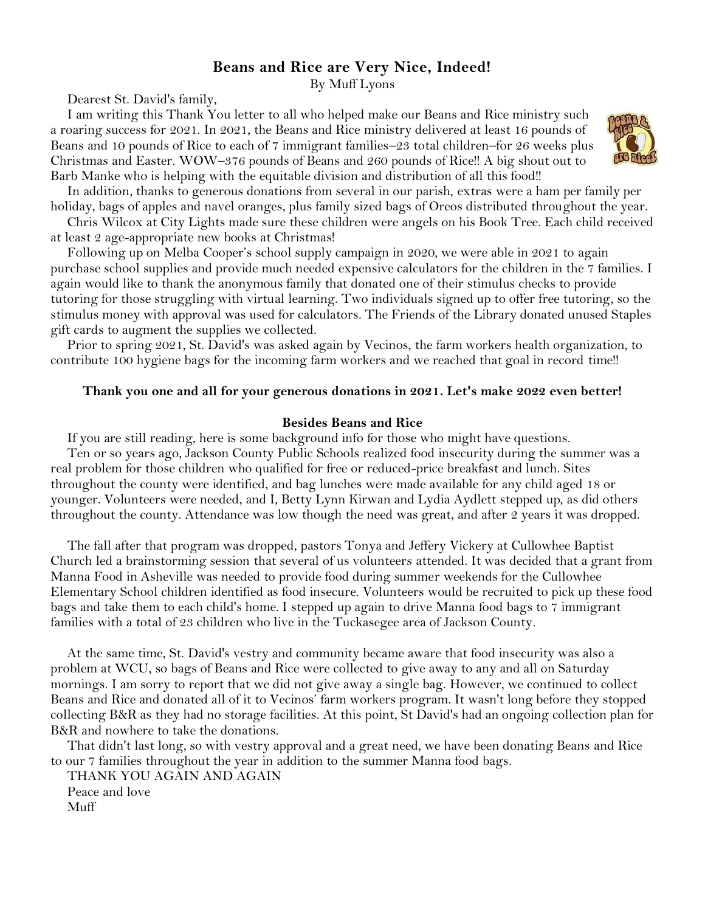## Beans and Rice are Very Nice, Indeed!

By Muff Lyons

Dearest St. David's family,

I am writing this Thank You letter to all who helped make our Beans and Rice ministry such a roaring success for 2021. In 2021, the Beans and Rice ministry delivered at least 16 pounds of Beans and 10 pounds of Rice to each of 7 immigrant families–23 total children–for 26 weeks plus Christmas and Easter. WOW–376 pounds of Beans and 260 pounds of Rice!! A big shout out to Barb Manke who is helping with the equitable division and distribution of all this food!!

In addition, thanks to generous donations from several in our parish, extras were a ham per family per holiday, bags of apples and navel oranges, plus family sized bags of Oreos distributed throughout the year.

Chris Wilcox at City Lights made sure these children were angels on his Book Tree. Each child received at least 2 age-appropriate new books at Christmas!

Following up on Melba Cooper's school supply campaign in 2020, we were able in 2021 to again purchase school supplies and provide much needed expensive calculators for the children in the 7 families. I again would like to thank the anonymous family that donated one of their stimulus checks to provide tutoring for those struggling with virtual learning. Two individuals signed up to offer free tutoring, so the stimulus money with approval was used for calculators. The Friends of the Library donated unused Staples gift cards to augment the supplies we collected.

Prior to spring 2021, St. David's was asked again by Vecinos, the farm workers health organization, to contribute 100 hygiene bags for the incoming farm workers and we reached that goal in record time!!

**Thank you one and all for your generous donations in 2021. Let's make 2022 even better!**

### Besides Beans and Rice

If you are still reading, here is some background info for those who might have questions.

Ten or so years ago, Jackson County Public Schools realized food insecurity during the summer was a real problem for those children who qualified for free or reduced-price breakfast and lunch. Sites throughout the county were identified, and bag lunches were made available for any child aged 18 or younger. Volunteers were needed, and I, Betty Lynn Kirwan and Lydia Aydlett stepped up, as did others throughout the county. Attendance was low though the need was great, and after 2 years it was dropped.

The fall after that program was dropped, pastors Tonya and Jeffery Vickery at Cullowhee Baptist Church led a brainstorming session that several of us volunteers attended. It was decided that a grant from Manna Food in Asheville was needed to provide food during summer weekends for the Cullowhee Elementary School children identified as food insecure. Volunteers would be recruited to pick up these food bags and take them to each child's home. I stepped up again to drive Manna food bags to 7 immigrant families with a total of 23 children who live in the Tuckasegee area of Jackson County.

At the same time, St. David's vestry and community became aware that food insecurity was also a problem at WCU, so bags of Beans and Rice were collected to give away to any and all on Saturday mornings. I am sorry to report that we did not give away a single bag. However, we continued to collect Beans and Rice and donated all of it to Vecinos' farm workers program. It wasn't long before they stopped collecting B&R as they had no storage facilities. At this point, St David's had an ongoing collection plan for B&R and nowhere to take the donations.

That didn't last long, so with vestry approval and a great need, we have been donating Beans and Rice to our 7 families throughout the year in addition to the summer Manna food bags.

THANK YOU AGAIN AND AGAIN

Peace and love

Muff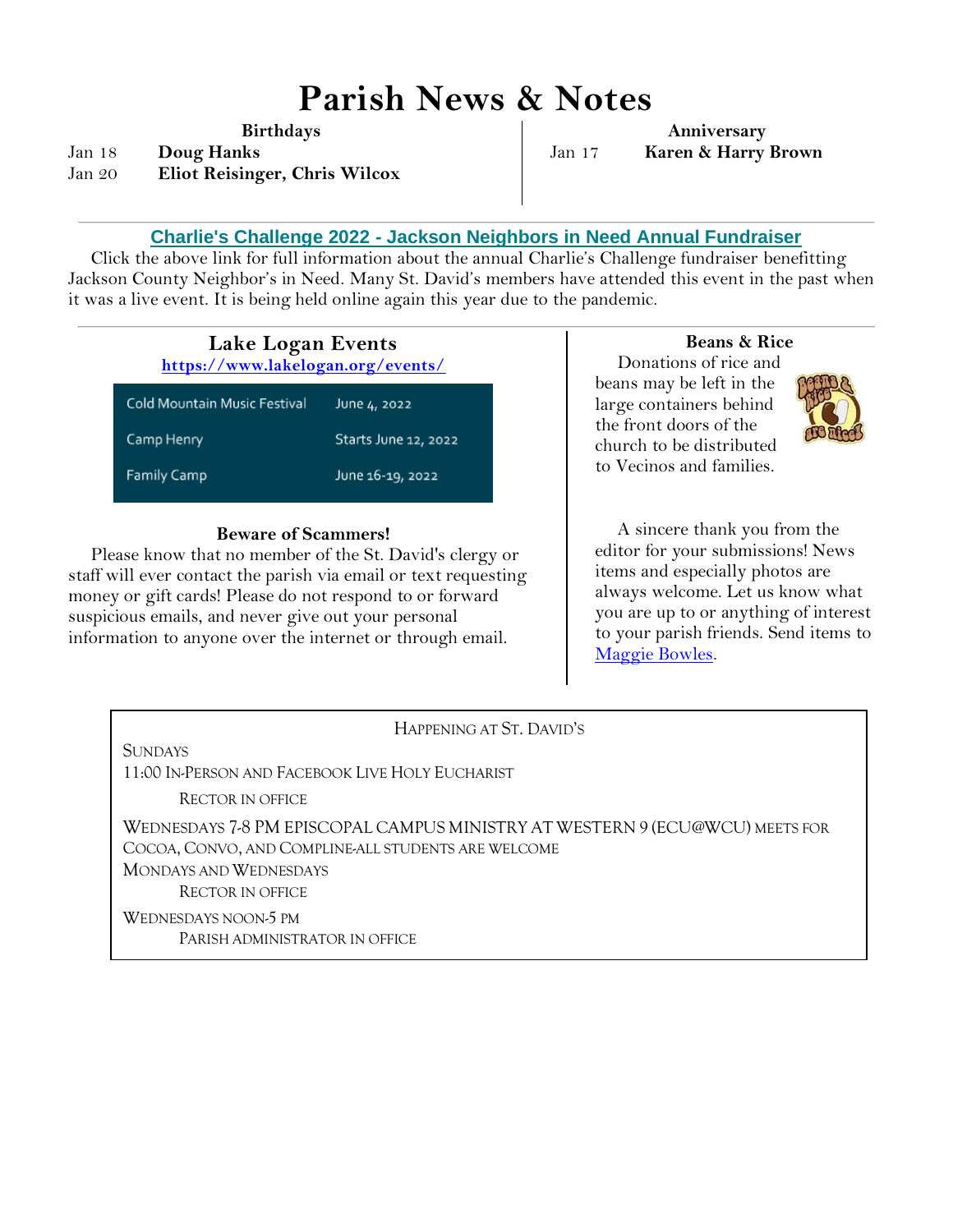# Parish News & Notes

**Birthdays**

Jan 18 **Doug Hanks**
Jan 20 **Eliot Reisinger, Chris Wilcox**

**Anniversary**

Jan 17 **Karen & Harry Brown**

---

**Charlie's Challenge 2022 - Jackson Neighbors in Need Annual Fundraiser**

Click the above link for full information about the annual Charlie's Challenge fundraiser benefitting Jackson County Neighbor's in Need. Many St. David's members have attended this event in the past when it was a live event. It is being held online again this year due to the pandemic.

---

## Lake Logan Events

**https://www.lakelogan.org/events/**

| Event | Date |
|---|---|
| Cold Mountain Music Festival | June 4, 2022 |
| Camp Henry | Starts June 12, 2022 |
| Family Camp | June 16-19, 2022 |

**Beware of Scammers!**

Please know that no member of the St. David's clergy or staff will ever contact the parish via email or text requesting money or gift cards! Please do not respond to or forward suspicious emails, and never give out your personal information to anyone over the internet or through email.

**Beans & Rice**

Donations of rice and beans may be left in the large containers behind the front doors of the church to be distributed to Vecinos and families.

A sincere thank you from the editor for your submissions! News items and especially photos are always welcome. Let us know what you are up to or anything of interest to your parish friends. Send items to Maggie Bowles.

---

Happening at St. David's

Sundays
11:00 In-Person and Facebook Live Holy Eucharist
Rector in office

Wednesdays 7-8 PM Episcopal Campus Ministry at Western 9 (ECU@WCU) meets for Cocoa, Convo, and Compline-all students are welcome
Mondays and Wednesdays
Rector in office

Wednesdays noon-5 pm
Parish administrator in office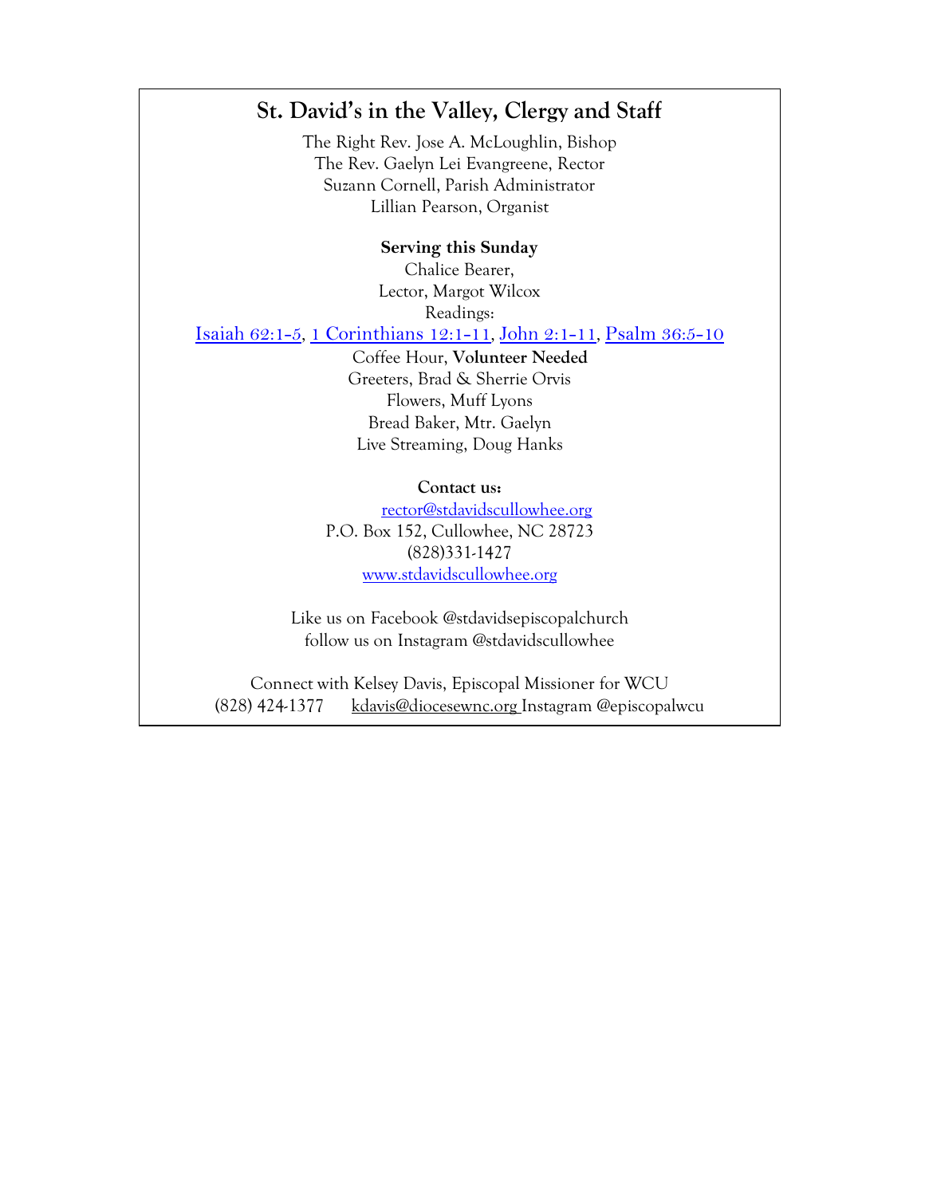## St. David's in the Valley, Clergy and Staff

The Right Rev. Jose A. McLoughlin, Bishop
The Rev. Gaelyn Lei Evangreene, Rector
Suzann Cornell, Parish Administrator
Lillian Pearson, Organist

**Serving this Sunday**

Chalice Bearer,
Lector, Margot Wilcox
Readings:
Isaiah 62:1-5, 1 Corinthians 12:1-11, John 2:1-11, Psalm 36:5-10
Coffee Hour, **Volunteer Needed**
Greeters, Brad & Sherrie Orvis
Flowers, Muff Lyons
Bread Baker, Mtr. Gaelyn
Live Streaming, Doug Hanks

**Contact us:**

rector@stdavidscullowhee.org
P.O. Box 152, Cullowhee, NC 28723
(828)331-1427
www.stdavidscullowhee.org

Like us on Facebook @stdavidsepiscopalchurch
follow us on Instagram @stdavidscullowhee

Connect with Kelsey Davis, Episcopal Missioner for WCU
(828) 424-1377 kdavis@diocesewnc.org Instagram @episcopalwcu